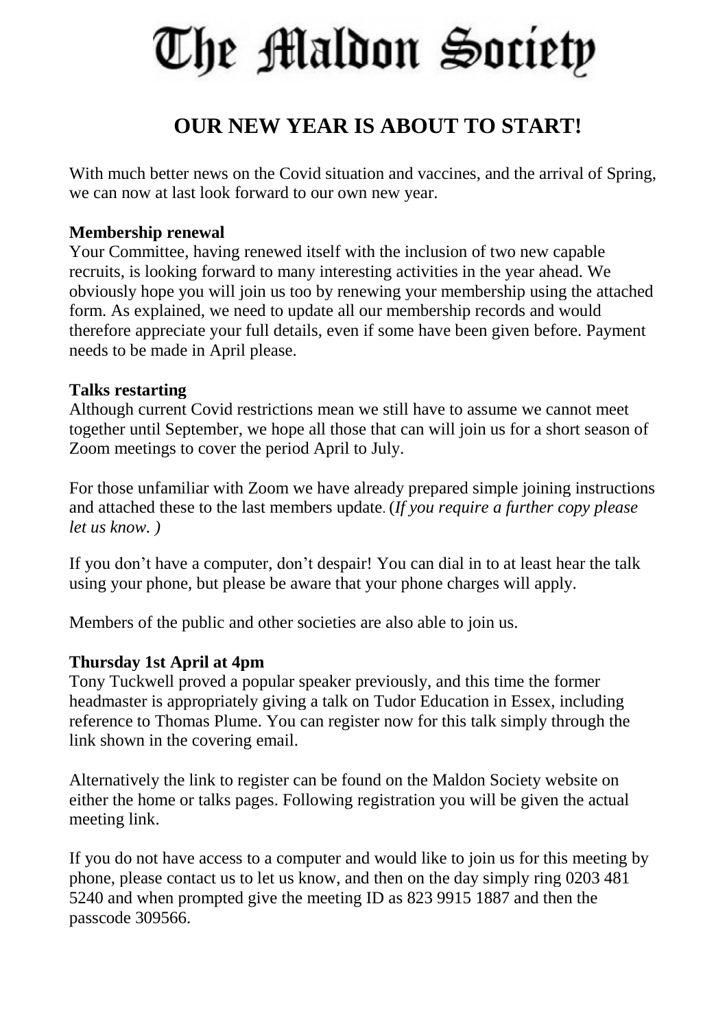# The Maldon Society

## OUR NEW YEAR IS ABOUT TO START!

With much better news on the Covid situation and vaccines, and the arrival of Spring, we can now at last look forward to our own new year.

**Membership renewal**
Your Committee, having renewed itself with the inclusion of two new capable recruits, is looking forward to many interesting activities in the year ahead. We obviously hope you will join us too by renewing your membership using the attached form. As explained, we need to update all our membership records and would therefore appreciate your full details, even if some have been given before. Payment needs to be made in April please.

**Talks restarting**
Although current Covid restrictions mean we still have to assume we cannot meet together until September, we hope all those that can will join us for a short season of Zoom meetings to cover the period April to July.

For those unfamiliar with Zoom we have already prepared simple joining instructions and attached these to the last members update. (*If you require a further copy please let us know. )*

If you don't have a computer, don't despair! You can dial in to at least hear the talk using your phone, but please be aware that your phone charges will apply.

Members of the public and other societies are also able to join us.

**Thursday 1st April at 4pm**
Tony Tuckwell proved a popular speaker previously, and this time the former headmaster is appropriately giving a talk on Tudor Education in Essex, including reference to Thomas Plume. You can register now for this talk simply through the link shown in the covering email.

Alternatively the link to register can be found on the Maldon Society website on either the home or talks pages. Following registration you will be given the actual meeting link.

If you do not have access to a computer and would like to join us for this meeting by phone, please contact us to let us know, and then on the day simply ring 0203 481 5240 and when prompted give the meeting ID as 823 9915 1887 and then the passcode 309566.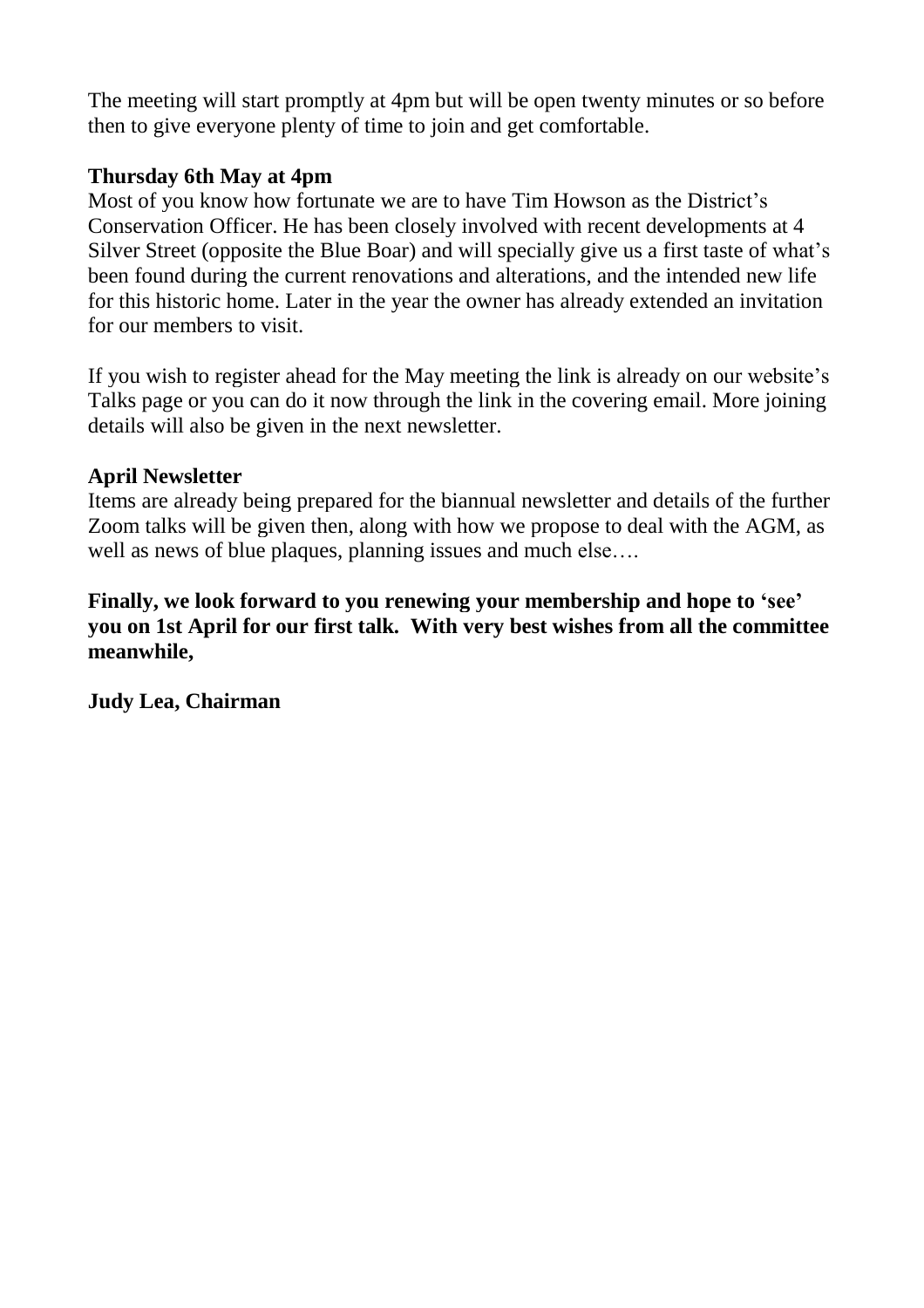The meeting will start promptly at 4pm but will be open twenty minutes or so before then to give everyone plenty of time to join and get comfortable.

**Thursday 6th May at 4pm**

Most of you know how fortunate we are to have Tim Howson as the District's Conservation Officer. He has been closely involved with recent developments at 4 Silver Street (opposite the Blue Boar) and will specially give us a first taste of what's been found during the current renovations and alterations, and the intended new life for this historic home. Later in the year the owner has already extended an invitation for our members to visit.

If you wish to register ahead for the May meeting the link is already on our website's Talks page or you can do it now through the link in the covering email. More joining details will also be given in the next newsletter.

**April Newsletter**

Items are already being prepared for the biannual newsletter and details of the further Zoom talks will be given then, along with how we propose to deal with the AGM, as well as news of blue plaques, planning issues and much else….

**Finally, we look forward to you renewing your membership and hope to 'see' you on 1st April for our first talk. With very best wishes from all the committee meanwhile,**

**Judy Lea, Chairman**